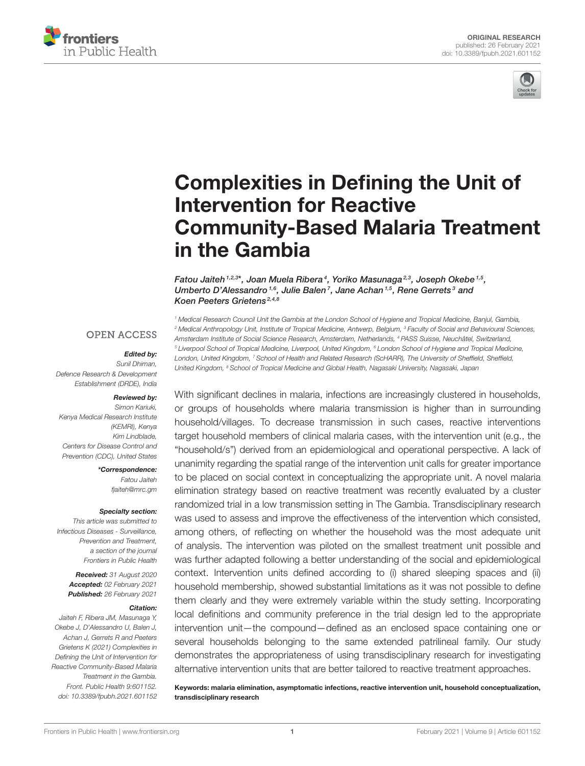ORIGINAL RESEARCH
published: 26 February 2021
doi: 10.3389/fpubh.2021.601152

# Complexities in Defining the Unit of Intervention for Reactive Community-Based Malaria Treatment in the Gambia

*Fatou Jaiteh[1,2,3]\*, Joan Muela Ribera[4], Yoriko Masunaga[2,3], Joseph Okebe[1,5], Umberto D'Alessandro[1,6], Julie Balen[7], Jane Achan[1,5], Rene Gerrets[3] and Koen Peeters Grietens[2,4,8]*

[1] Medical Research Council Unit the Gambia at the London School of Hygiene and Tropical Medicine, Banjul, Gambia, [2] Medical Anthropology Unit, Institute of Tropical Medicine, Antwerp, Belgium, [3] Faculty of Social and Behavioural Sciences, Amsterdam Institute of Social Science Research, Amsterdam, Netherlands, [4] PASS Suisse, Neuchâtel, Switzerland, [5] Liverpool School of Tropical Medicine, Liverpool, United Kingdom, [6] London School of Hygiene and Tropical Medicine, London, United Kingdom, [7] School of Health and Related Research (ScHARR), The University of Sheffield, Sheffield, United Kingdom, [8] School of Tropical Medicine and Global Health, Nagasaki University, Nagasaki, Japan

OPEN ACCESS

***Edited by:***
Sunil Dhiman,
Defence Research & Development Establishment (DRDE), India

***Reviewed by:***
Simon Kariuki,
Kenya Medical Research Institute (KEMRI), Kenya
Kim Lindblade,
Centers for Disease Control and Prevention (CDC), United States

***\*Correspondence:***
Fatou Jaiteh
fjaiteh@mrc.gm

***Specialty section:***
This article was submitted to Infectious Diseases - Surveillance, Prevention and Treatment, a section of the journal Frontiers in Public Health

***Received:*** 31 August 2020
***Accepted:*** 02 February 2021
***Published:*** 26 February 2021

***Citation:***
Jaiteh F, Ribera JM, Masunaga Y, Okebe J, D'Alessandro U, Balen J, Achan J, Gerrets R and Peeters Grietens K (2021) Complexities in Defining the Unit of Intervention for Reactive Community-Based Malaria Treatment in the Gambia. Front. Public Health 9:601152. doi: 10.3389/fpubh.2021.601152

With significant declines in malaria, infections are increasingly clustered in households, or groups of households where malaria transmission is higher than in surrounding household/villages. To decrease transmission in such cases, reactive interventions target household members of clinical malaria cases, with the intervention unit (e.g., the "household/s") derived from an epidemiological and operational perspective. A lack of unanimity regarding the spatial range of the intervention unit calls for greater importance to be placed on social context in conceptualizing the appropriate unit. A novel malaria elimination strategy based on reactive treatment was recently evaluated by a cluster randomized trial in a low transmission setting in The Gambia. Transdisciplinary research was used to assess and improve the effectiveness of the intervention which consisted, among others, of reflecting on whether the household was the most adequate unit of analysis. The intervention was piloted on the smallest treatment unit possible and was further adapted following a better understanding of the social and epidemiological context. Intervention units defined according to (i) shared sleeping spaces and (ii) household membership, showed substantial limitations as it was not possible to define them clearly and they were extremely variable within the study setting. Incorporating local definitions and community preference in the trial design led to the appropriate intervention unit—the compound—defined as an enclosed space containing one or several households belonging to the same extended patrilineal family. Our study demonstrates the appropriateness of using transdisciplinary research for investigating alternative intervention units that are better tailored to reactive treatment approaches.

**Keywords: malaria elimination, asymptomatic infections, reactive intervention unit, household conceptualization, transdisciplinary research**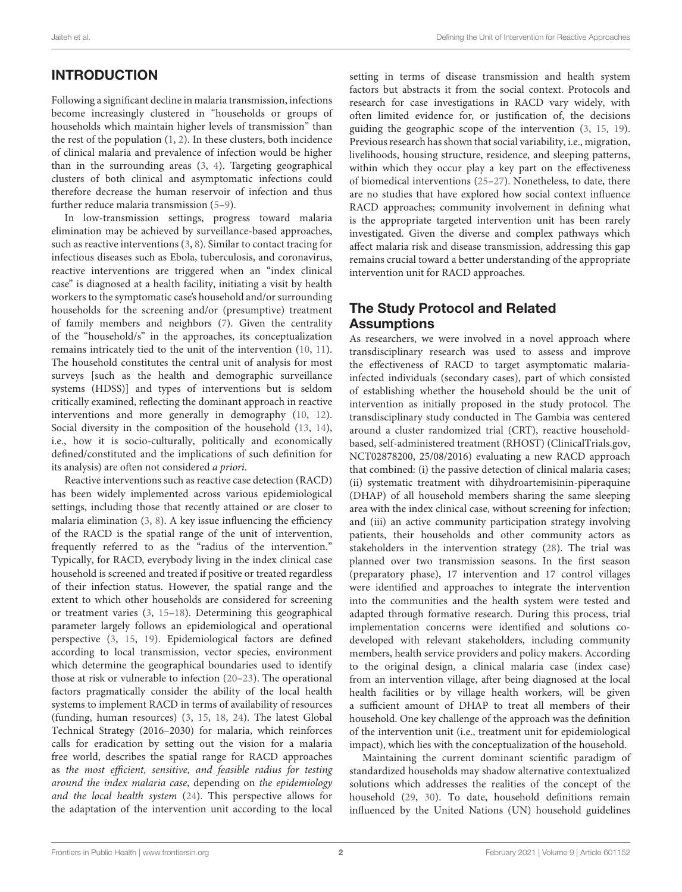## INTRODUCTION

Following a significant decline in malaria transmission, infections become increasingly clustered in "households or groups of households which maintain higher levels of transmission" than the rest of the population (1, 2). In these clusters, both incidence of clinical malaria and prevalence of infection would be higher than in the surrounding areas (3, 4). Targeting geographical clusters of both clinical and asymptomatic infections could therefore decrease the human reservoir of infection and thus further reduce malaria transmission (5–9).

In low-transmission settings, progress toward malaria elimination may be achieved by surveillance-based approaches, such as reactive interventions (3, 8). Similar to contact tracing for infectious diseases such as Ebola, tuberculosis, and coronavirus, reactive interventions are triggered when an "index clinical case" is diagnosed at a health facility, initiating a visit by health workers to the symptomatic case's household and/or surrounding households for the screening and/or (presumptive) treatment of family members and neighbors (7). Given the centrality of the "household/s" in the approaches, its conceptualization remains intricately tied to the unit of the intervention (10, 11). The household constitutes the central unit of analysis for most surveys [such as the health and demographic surveillance systems (HDSS)] and types of interventions but is seldom critically examined, reflecting the dominant approach in reactive interventions and more generally in demography (10, 12). Social diversity in the composition of the household (13, 14), i.e., how it is socio-culturally, politically and economically defined/constituted and the implications of such definition for its analysis) are often not considered *a priori*.

Reactive interventions such as reactive case detection (RACD) has been widely implemented across various epidemiological settings, including those that recently attained or are closer to malaria elimination (3, 8). A key issue influencing the efficiency of the RACD is the spatial range of the unit of intervention, frequently referred to as the "radius of the intervention." Typically, for RACD, everybody living in the index clinical case household is screened and treated if positive or treated regardless of their infection status. However, the spatial range and the extent to which other households are considered for screening or treatment varies (3, 15–18). Determining this geographical parameter largely follows an epidemiological and operational perspective (3, 15, 19). Epidemiological factors are defined according to local transmission, vector species, environment which determine the geographical boundaries used to identify those at risk or vulnerable to infection (20–23). The operational factors pragmatically consider the ability of the local health systems to implement RACD in terms of availability of resources (funding, human resources) (3, 15, 18, 24). The latest Global Technical Strategy (2016–2030) for malaria, which reinforces calls for eradication by setting out the vision for a malaria free world, describes the spatial range for RACD approaches as *the most efficient, sensitive, and feasible radius for testing around the index malaria case*, depending on *the epidemiology and the local health system* (24). This perspective allows for the adaptation of the intervention unit according to the local setting in terms of disease transmission and health system factors but abstracts it from the social context. Protocols and research for case investigations in RACD vary widely, with often limited evidence for, or justification of, the decisions guiding the geographic scope of the intervention (3, 15, 19). Previous research has shown that social variability, i.e., migration, livelihoods, housing structure, residence, and sleeping patterns, within which they occur play a key part on the effectiveness of biomedical interventions (25–27). Nonetheless, to date, there are no studies that have explored how social context influence RACD approaches; community involvement in defining what is the appropriate targeted intervention unit has been rarely investigated. Given the diverse and complex pathways which affect malaria risk and disease transmission, addressing this gap remains crucial toward a better understanding of the appropriate intervention unit for RACD approaches.

### The Study Protocol and Related Assumptions

As researchers, we were involved in a novel approach where transdisciplinary research was used to assess and improve the effectiveness of RACD to target asymptomatic malaria-infected individuals (secondary cases), part of which consisted of establishing whether the household should be the unit of intervention as initially proposed in the study protocol. The transdisciplinary study conducted in The Gambia was centered around a cluster randomized trial (CRT), reactive household-based, self-administered treatment (RHOST) (ClinicalTrials.gov, NCT02878200, 25/08/2016) evaluating a new RACD approach that combined: (i) the passive detection of clinical malaria cases; (ii) systematic treatment with dihydroartemisinin-piperaquine (DHAP) of all household members sharing the same sleeping area with the index clinical case, without screening for infection; and (iii) an active community participation strategy involving patients, their households and other community actors as stakeholders in the intervention strategy (28). The trial was planned over two transmission seasons. In the first season (preparatory phase), 17 intervention and 17 control villages were identified and approaches to integrate the intervention into the communities and the health system were tested and adapted through formative research. During this process, trial implementation concerns were identified and solutions co-developed with relevant stakeholders, including community members, health service providers and policy makers. According to the original design, a clinical malaria case (index case) from an intervention village, after being diagnosed at the local health facilities or by village health workers, will be given a sufficient amount of DHAP to treat all members of their household. One key challenge of the approach was the definition of the intervention unit (i.e., treatment unit for epidemiological impact), which lies with the conceptualization of the household.

Maintaining the current dominant scientific paradigm of standardized households may shadow alternative contextualized solutions which addresses the realities of the concept of the household (29, 30). To date, household definitions remain influenced by the United Nations (UN) household guidelines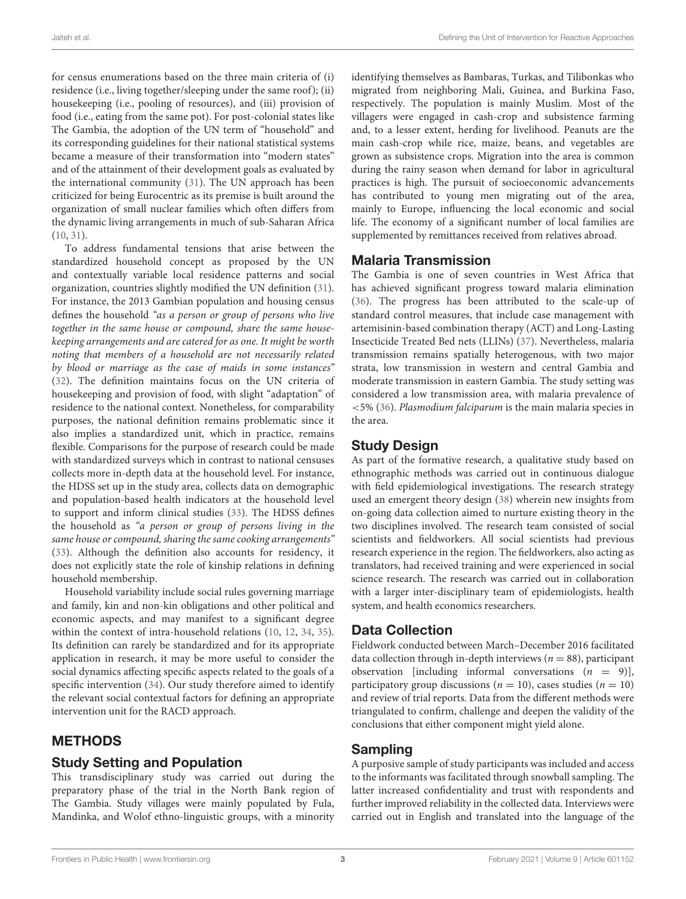for census enumerations based on the three main criteria of (i) residence (i.e., living together/sleeping under the same roof); (ii) housekeeping (i.e., pooling of resources), and (iii) provision of food (i.e., eating from the same pot). For post-colonial states like The Gambia, the adoption of the UN term of "household" and its corresponding guidelines for their national statistical systems became a measure of their transformation into "modern states" and of the attainment of their development goals as evaluated by the international community (31). The UN approach has been criticized for being Eurocentric as its premise is built around the organization of small nuclear families which often differs from the dynamic living arrangements in much of sub-Saharan Africa (10, 31).

To address fundamental tensions that arise between the standardized household concept as proposed by the UN and contextually variable local residence patterns and social organization, countries slightly modified the UN definition (31). For instance, the 2013 Gambian population and housing census defines the household *"as a person or group of persons who live together in the same house or compound, share the same house-keeping arrangements and are catered for as one. It might be worth noting that members of a household are not necessarily related by blood or marriage as the case of maids in some instances"* (32). The definition maintains focus on the UN criteria of housekeeping and provision of food, with slight "adaptation" of residence to the national context. Nonetheless, for comparability purposes, the national definition remains problematic since it also implies a standardized unit, which in practice, remains flexible. Comparisons for the purpose of research could be made with standardized surveys which in contrast to national censuses collects more in-depth data at the household level. For instance, the HDSS set up in the study area, collects data on demographic and population-based health indicators at the household level to support and inform clinical studies (33). The HDSS defines the household as *"a person or group of persons living in the same house or compound, sharing the same cooking arrangements"* (33). Although the definition also accounts for residency, it does not explicitly state the role of kinship relations in defining household membership.

Household variability include social rules governing marriage and family, kin and non-kin obligations and other political and economic aspects, and may manifest to a significant degree within the context of intra-household relations (10, 12, 34, 35). Its definition can rarely be standardized and for its appropriate application in research, it may be more useful to consider the social dynamics affecting specific aspects related to the goals of a specific intervention (34). Our study therefore aimed to identify the relevant social contextual factors for defining an appropriate intervention unit for the RACD approach.

# METHODS

## Study Setting and Population

This transdisciplinary study was carried out during the preparatory phase of the trial in the North Bank region of The Gambia. Study villages were mainly populated by Fula, Mandinka, and Wolof ethno-linguistic groups, with a minority identifying themselves as Bambaras, Turkas, and Tilibonkas who migrated from neighboring Mali, Guinea, and Burkina Faso, respectively. The population is mainly Muslim. Most of the villagers were engaged in cash-crop and subsistence farming and, to a lesser extent, herding for livelihood. Peanuts are the main cash-crop while rice, maize, beans, and vegetables are grown as subsistence crops. Migration into the area is common during the rainy season when demand for labor in agricultural practices is high. The pursuit of socioeconomic advancements has contributed to young men migrating out of the area, mainly to Europe, influencing the local economic and social life. The economy of a significant number of local families are supplemented by remittances received from relatives abroad.

## Malaria Transmission

The Gambia is one of seven countries in West Africa that has achieved significant progress toward malaria elimination (36). The progress has been attributed to the scale-up of standard control measures, that include case management with artemisinin-based combination therapy (ACT) and Long-Lasting Insecticide Treated Bed nets (LLINs) (37). Nevertheless, malaria transmission remains spatially heterogenous, with two major strata, low transmission in western and central Gambia and moderate transmission in eastern Gambia. The study setting was considered a low transmission area, with malaria prevalence of <5% (36). *Plasmodium falciparum* is the main malaria species in the area.

## Study Design

As part of the formative research, a qualitative study based on ethnographic methods was carried out in continuous dialogue with field epidemiological investigations. The research strategy used an emergent theory design (38) wherein new insights from on-going data collection aimed to nurture existing theory in the two disciplines involved. The research team consisted of social scientists and fieldworkers. All social scientists had previous research experience in the region. The fieldworkers, also acting as translators, had received training and were experienced in social science research. The research was carried out in collaboration with a larger inter-disciplinary team of epidemiologists, health system, and health economics researchers.

## Data Collection

Fieldwork conducted between March–December 2016 facilitated data collection through in-depth interviews ($n = 88$), participant observation [including informal conversations ($n = 9$)], participatory group discussions ($n = 10$), cases studies ($n = 10$) and review of trial reports. Data from the different methods were triangulated to confirm, challenge and deepen the validity of the conclusions that either component might yield alone.

## Sampling

A purposive sample of study participants was included and access to the informants was facilitated through snowball sampling. The latter increased confidentiality and trust with respondents and further improved reliability in the collected data. Interviews were carried out in English and translated into the language of the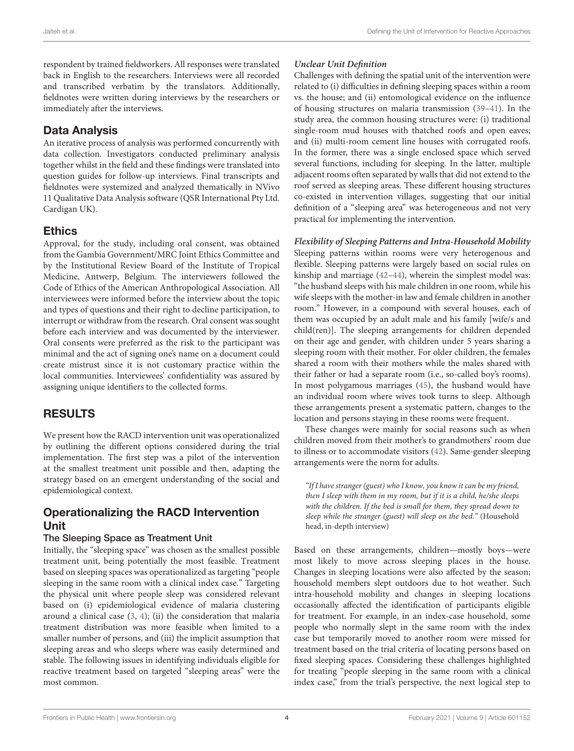respondent by trained fieldworkers. All responses were translated back in English to the researchers. Interviews were all recorded and transcribed verbatim by the translators. Additionally, fieldnotes were written during interviews by the researchers or immediately after the interviews.

## Data Analysis

An iterative process of analysis was performed concurrently with data collection. Investigators conducted preliminary analysis together whilst in the field and these findings were translated into question guides for follow-up interviews. Final transcripts and fieldnotes were systemized and analyzed thematically in NVivo 11 Qualitative Data Analysis software (QSR International Pty Ltd. Cardigan UK).

## Ethics

Approval, for the study, including oral consent, was obtained from the Gambia Government/MRC Joint Ethics Committee and by the Institutional Review Board of the Institute of Tropical Medicine, Antwerp, Belgium. The interviewers followed the Code of Ethics of the American Anthropological Association. All interviewees were informed before the interview about the topic and types of questions and their right to decline participation, to interrupt or withdraw from the research. Oral consent was sought before each interview and was documented by the interviewer. Oral consents were preferred as the risk to the participant was minimal and the act of signing one's name on a document could create mistrust since it is not customary practice within the local communities. Interviewees' confidentiality was assured by assigning unique identifiers to the collected forms.

# RESULTS

We present how the RACD intervention unit was operationalized by outlining the different options considered during the trial implementation. The first step was a pilot of the intervention at the smallest treatment unit possible and then, adapting the strategy based on an emergent understanding of the social and epidemiological context.

## Operationalizing the RACD Intervention Unit

### The Sleeping Space as Treatment Unit

Initially, the "sleeping space" was chosen as the smallest possible treatment unit, being potentially the most feasible. Treatment based on sleeping spaces was operationalized as targeting "people sleeping in the same room with a clinical index case." Targeting the physical unit where people sleep was considered relevant based on (i) epidemiological evidence of malaria clustering around a clinical case (3, 4); (ii) the consideration that malaria treatment distribution was more feasible when limited to a smaller number of persons, and (iii) the implicit assumption that sleeping areas and who sleeps where was easily determined and stable. The following issues in identifying individuals eligible for reactive treatment based on targeted "sleeping areas" were the most common.

#### *Unclear Unit Definition*

Challenges with defining the spatial unit of the intervention were related to (i) difficulties in defining sleeping spaces within a room vs. the house; and (ii) entomological evidence on the influence of housing structures on malaria transmission (39–41). In the study area, the common housing structures were: (i) traditional single-room mud houses with thatched roofs and open eaves; and (ii) multi-room cement line houses with corrugated roofs. In the former, there was a single enclosed space which served several functions, including for sleeping. In the latter, multiple adjacent rooms often separated by walls that did not extend to the roof served as sleeping areas. These different housing structures co-existed in intervention villages, suggesting that our initial definition of a "sleeping area" was heterogeneous and not very practical for implementing the intervention.

#### *Flexibility of Sleeping Patterns and Intra-Household Mobility*

Sleeping patterns within rooms were very heterogenous and flexible. Sleeping patterns were largely based on social rules on kinship and marriage (42–44), wherein the simplest model was: "the husband sleeps with his male children in one room, while his wife sleeps with the mother-in law and female children in another room." However, in a compound with several houses, each of them was occupied by an adult male and his family [wife/s and child(ren)]. The sleeping arrangements for children depended on their age and gender, with children under 5 years sharing a sleeping room with their mother. For older children, the females shared a room with their mothers while the males shared with their father or had a separate room (i.e., so-called boy's rooms). In most polygamous marriages (45), the husband would have an individual room where wives took turns to sleep. Although these arrangements present a systematic pattern, changes to the location and persons staying in these rooms were frequent.

These changes were mainly for social reasons such as when children moved from their mother's to grandmothers' room due to illness or to accommodate visitors (42). Same-gender sleeping arrangements were the norm for adults.

> *"If I have stranger (guest) who I know, you know it can be my friend, then I sleep with them in my room, but if it is a child, he/she sleeps with the children. If the bed is small for them, they spread down to sleep while the stranger (guest) will sleep on the bed."* (Household head, in-depth interview)

Based on these arrangements, children—mostly boys—were most likely to move across sleeping places in the house. Changes in sleeping locations were also affected by the season; household members slept outdoors due to hot weather. Such intra-household mobility and changes in sleeping locations occasionally affected the identification of participants eligible for treatment. For example, in an index-case household, some people who normally slept in the same room with the index case but temporarily moved to another room were missed for treatment based on the trial criteria of locating persons based on fixed sleeping spaces. Considering these challenges highlighted for treating "people sleeping in the same room with a clinical index case," from the trial's perspective, the next logical step to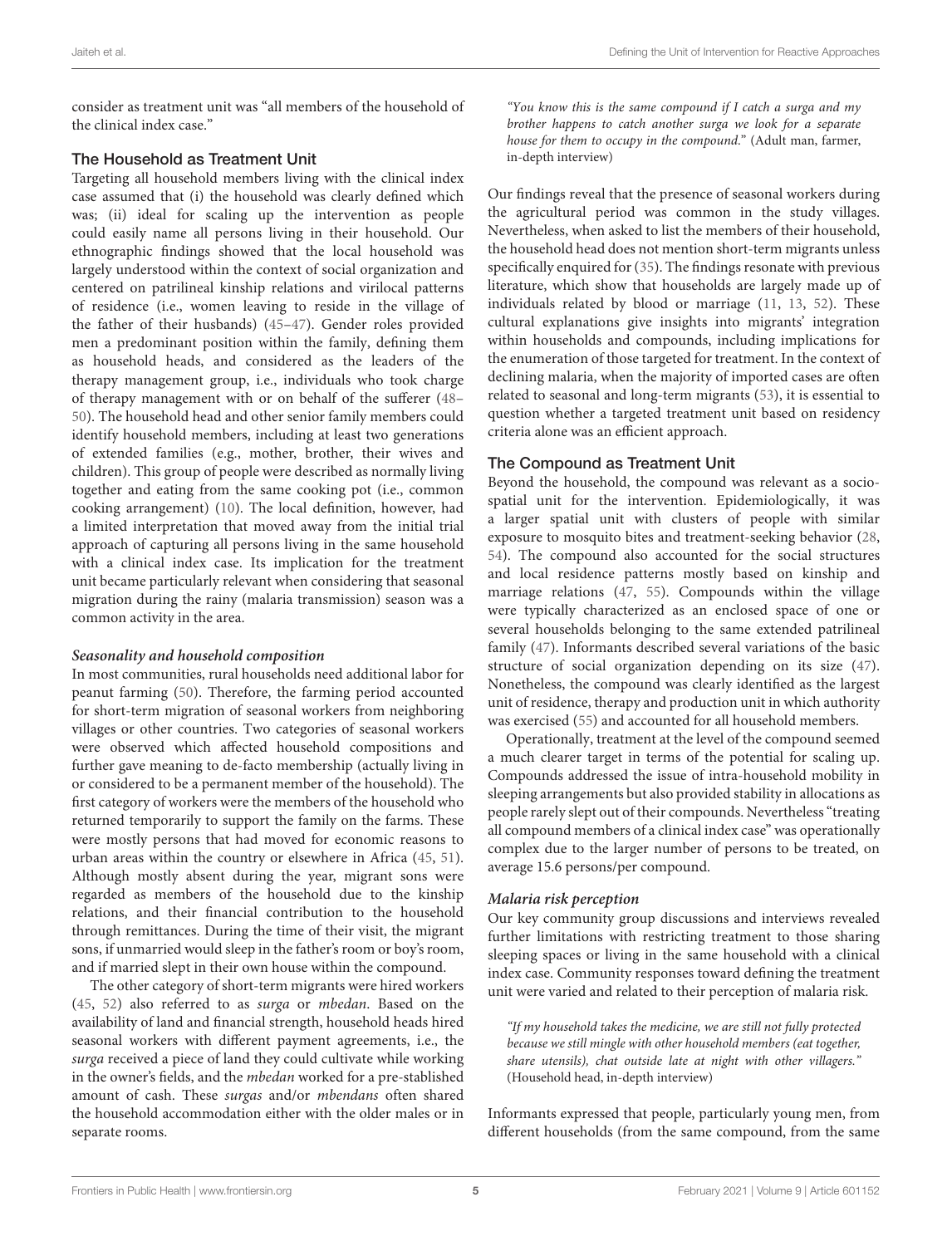consider as treatment unit was "all members of the household of the clinical index case."

## The Household as Treatment Unit

Targeting all household members living with the clinical index case assumed that (i) the household was clearly defined which was; (ii) ideal for scaling up the intervention as people could easily name all persons living in their household. Our ethnographic findings showed that the local household was largely understood within the context of social organization and centered on patrilineal kinship relations and virilocal patterns of residence (i.e., women leaving to reside in the village of the father of their husbands) (45–47). Gender roles provided men a predominant position within the family, defining them as household heads, and considered as the leaders of the therapy management group, i.e., individuals who took charge of therapy management with or on behalf of the sufferer (48–50). The household head and other senior family members could identify household members, including at least two generations of extended families (e.g., mother, brother, their wives and children). This group of people were described as normally living together and eating from the same cooking pot (i.e., common cooking arrangement) (10). The local definition, however, had a limited interpretation that moved away from the initial trial approach of capturing all persons living in the same household with a clinical index case. Its implication for the treatment unit became particularly relevant when considering that seasonal migration during the rainy (malaria transmission) season was a common activity in the area.

### *Seasonality and household composition*

In most communities, rural households need additional labor for peanut farming (50). Therefore, the farming period accounted for short-term migration of seasonal workers from neighboring villages or other countries. Two categories of seasonal workers were observed which affected household compositions and further gave meaning to de-facto membership (actually living in or considered to be a permanent member of the household). The first category of workers were the members of the household who returned temporarily to support the family on the farms. These were mostly persons that had moved for economic reasons to urban areas within the country or elsewhere in Africa (45, 51). Although mostly absent during the year, migrant sons were regarded as members of the household due to the kinship relations, and their financial contribution to the household through remittances. During the time of their visit, the migrant sons, if unmarried would sleep in the father's room or boy's room, and if married slept in their own house within the compound.

The other category of short-term migrants were hired workers (45, 52) also referred to as *surga* or *mbedan*. Based on the availability of land and financial strength, household heads hired seasonal workers with different payment agreements, i.e., the *surga* received a piece of land they could cultivate while working in the owner's fields, and the *mbedan* worked for a pre-stablished amount of cash. These *surgas* and/or *mbendans* often shared the household accommodation either with the older males or in separate rooms.

> *"You know this is the same compound if I catch a surga and my brother happens to catch another surga we look for a separate house for them to occupy in the compound."* (Adult man, farmer, in-depth interview)

Our findings reveal that the presence of seasonal workers during the agricultural period was common in the study villages. Nevertheless, when asked to list the members of their household, the household head does not mention short-term migrants unless specifically enquired for (35). The findings resonate with previous literature, which show that households are largely made up of individuals related by blood or marriage (11, 13, 52). These cultural explanations give insights into migrants' integration within households and compounds, including implications for the enumeration of those targeted for treatment. In the context of declining malaria, when the majority of imported cases are often related to seasonal and long-term migrants (53), it is essential to question whether a targeted treatment unit based on residency criteria alone was an efficient approach.

## The Compound as Treatment Unit

Beyond the household, the compound was relevant as a socio-spatial unit for the intervention. Epidemiologically, it was a larger spatial unit with clusters of people with similar exposure to mosquito bites and treatment-seeking behavior (28, 54). The compound also accounted for the social structures and local residence patterns mostly based on kinship and marriage relations (47, 55). Compounds within the village were typically characterized as an enclosed space of one or several households belonging to the same extended patrilineal family (47). Informants described several variations of the basic structure of social organization depending on its size (47). Nonetheless, the compound was clearly identified as the largest unit of residence, therapy and production unit in which authority was exercised (55) and accounted for all household members.

Operationally, treatment at the level of the compound seemed a much clearer target in terms of the potential for scaling up. Compounds addressed the issue of intra-household mobility in sleeping arrangements but also provided stability in allocations as people rarely slept out of their compounds. Nevertheless "treating all compound members of a clinical index case" was operationally complex due to the larger number of persons to be treated, on average 15.6 persons/per compound.

### *Malaria risk perception*

Our key community group discussions and interviews revealed further limitations with restricting treatment to those sharing sleeping spaces or living in the same household with a clinical index case. Community responses toward defining the treatment unit were varied and related to their perception of malaria risk.

> *"If my household takes the medicine, we are still not fully protected because we still mingle with other household members (eat together, share utensils), chat outside late at night with other villagers."* (Household head, in-depth interview)

Informants expressed that people, particularly young men, from different households (from the same compound, from the same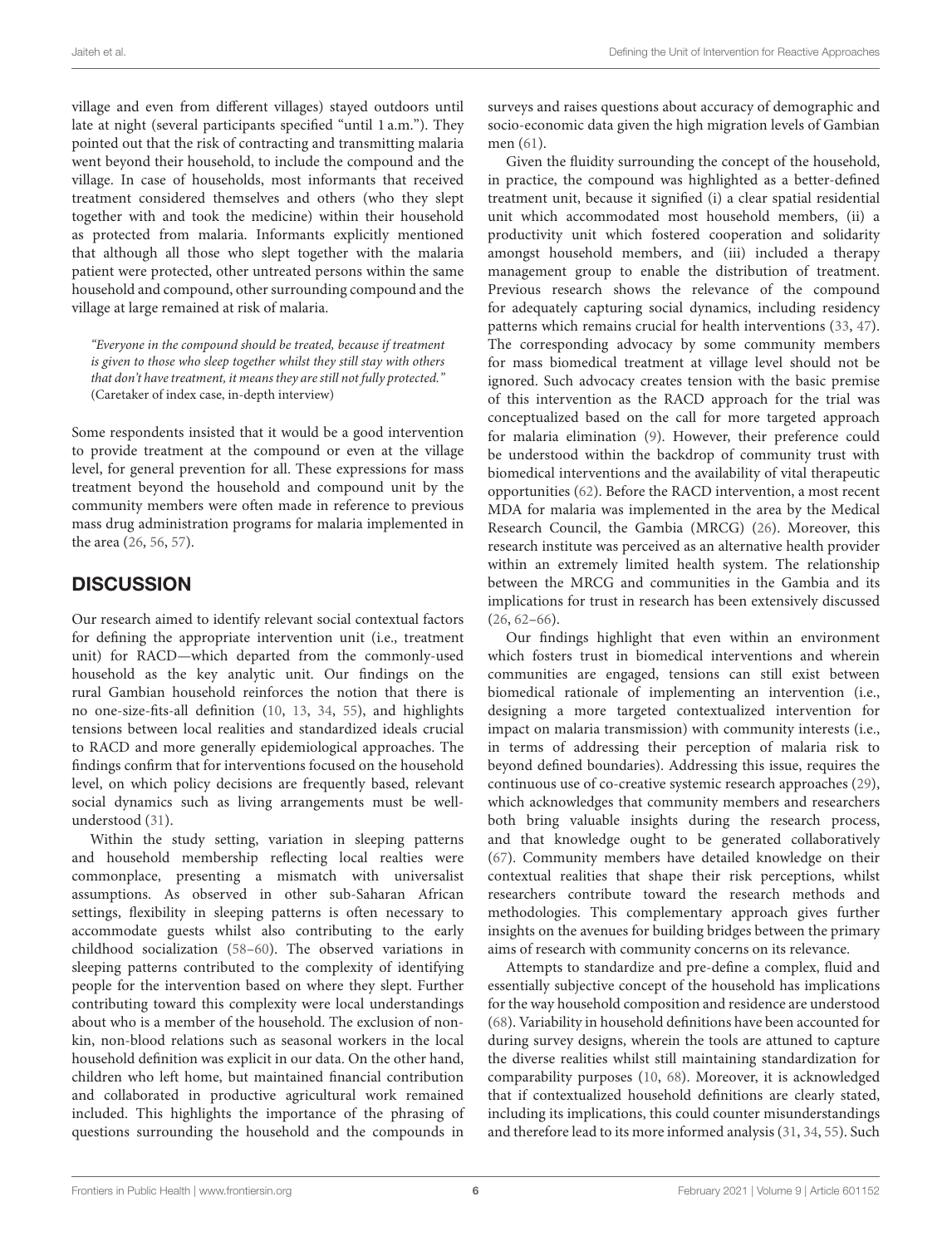village and even from different villages) stayed outdoors until late at night (several participants specified "until 1 a.m."). They pointed out that the risk of contracting and transmitting malaria went beyond their household, to include the compound and the village. In case of households, most informants that received treatment considered themselves and others (who they slept together with and took the medicine) within their household as protected from malaria. Informants explicitly mentioned that although all those who slept together with the malaria patient were protected, other untreated persons within the same household and compound, other surrounding compound and the village at large remained at risk of malaria.

> *"Everyone in the compound should be treated, because if treatment is given to those who sleep together whilst they still stay with others that don't have treatment, it means they are still not fully protected."* (Caretaker of index case, in-depth interview)

Some respondents insisted that it would be a good intervention to provide treatment at the compound or even at the village level, for general prevention for all. These expressions for mass treatment beyond the household and compound unit by the community members were often made in reference to previous mass drug administration programs for malaria implemented in the area (26, 56, 57).

## DISCUSSION

Our research aimed to identify relevant social contextual factors for defining the appropriate intervention unit (i.e., treatment unit) for RACD—which departed from the commonly-used household as the key analytic unit. Our findings on the rural Gambian household reinforces the notion that there is no one-size-fits-all definition (10, 13, 34, 55), and highlights tensions between local realities and standardized ideals crucial to RACD and more generally epidemiological approaches. The findings confirm that for interventions focused on the household level, on which policy decisions are frequently based, relevant social dynamics such as living arrangements must be well-understood (31).

Within the study setting, variation in sleeping patterns and household membership reflecting local realties were commonplace, presenting a mismatch with universalist assumptions. As observed in other sub-Saharan African settings, flexibility in sleeping patterns is often necessary to accommodate guests whilst also contributing to the early childhood socialization (58–60). The observed variations in sleeping patterns contributed to the complexity of identifying people for the intervention based on where they slept. Further contributing toward this complexity were local understandings about who is a member of the household. The exclusion of non-kin, non-blood relations such as seasonal workers in the local household definition was explicit in our data. On the other hand, children who left home, but maintained financial contribution and collaborated in productive agricultural work remained included. This highlights the importance of the phrasing of questions surrounding the household and the compounds in surveys and raises questions about accuracy of demographic and socio-economic data given the high migration levels of Gambian men (61).

Given the fluidity surrounding the concept of the household, in practice, the compound was highlighted as a better-defined treatment unit, because it signified (i) a clear spatial residential unit which accommodated most household members, (ii) a productivity unit which fostered cooperation and solidarity amongst household members, and (iii) included a therapy management group to enable the distribution of treatment. Previous research shows the relevance of the compound for adequately capturing social dynamics, including residency patterns which remains crucial for health interventions (33, 47). The corresponding advocacy by some community members for mass biomedical treatment at village level should not be ignored. Such advocacy creates tension with the basic premise of this intervention as the RACD approach for the trial was conceptualized based on the call for more targeted approach for malaria elimination (9). However, their preference could be understood within the backdrop of community trust with biomedical interventions and the availability of vital therapeutic opportunities (62). Before the RACD intervention, a most recent MDA for malaria was implemented in the area by the Medical Research Council, the Gambia (MRCG) (26). Moreover, this research institute was perceived as an alternative health provider within an extremely limited health system. The relationship between the MRCG and communities in the Gambia and its implications for trust in research has been extensively discussed (26, 62–66).

Our findings highlight that even within an environment which fosters trust in biomedical interventions and wherein communities are engaged, tensions can still exist between biomedical rationale of implementing an intervention (i.e., designing a more targeted contextualized intervention for impact on malaria transmission) with community interests (i.e., in terms of addressing their perception of malaria risk to beyond defined boundaries). Addressing this issue, requires the continuous use of co-creative systemic research approaches (29), which acknowledges that community members and researchers both bring valuable insights during the research process, and that knowledge ought to be generated collaboratively (67). Community members have detailed knowledge on their contextual realities that shape their risk perceptions, whilst researchers contribute toward the research methods and methodologies. This complementary approach gives further insights on the avenues for building bridges between the primary aims of research with community concerns on its relevance.

Attempts to standardize and pre-define a complex, fluid and essentially subjective concept of the household has implications for the way household composition and residence are understood (68). Variability in household definitions have been accounted for during survey designs, wherein the tools are attuned to capture the diverse realities whilst still maintaining standardization for comparability purposes (10, 68). Moreover, it is acknowledged that if contextualized household definitions are clearly stated, including its implications, this could counter misunderstandings and therefore lead to its more informed analysis (31, 34, 55). Such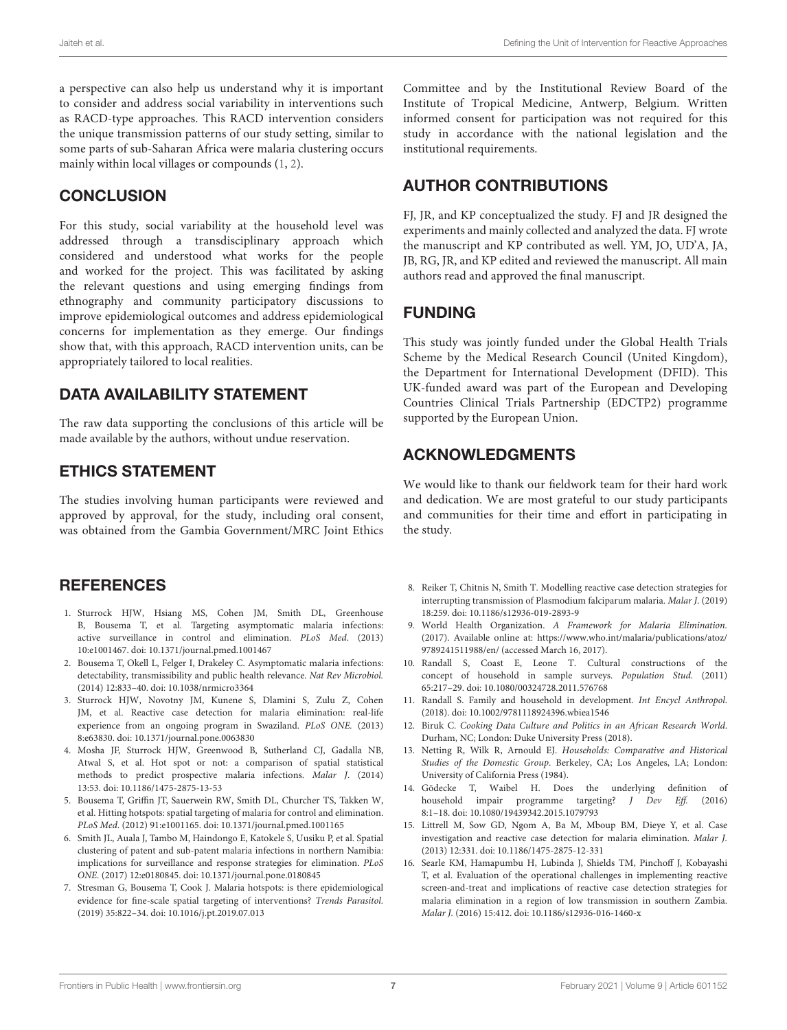a perspective can also help us understand why it is important to consider and address social variability in interventions such as RACD-type approaches. This RACD intervention considers the unique transmission patterns of our study setting, similar to some parts of sub-Saharan Africa were malaria clustering occurs mainly within local villages or compounds (1, 2).

## CONCLUSION

For this study, social variability at the household level was addressed through a transdisciplinary approach which considered and understood what works for the people and worked for the project. This was facilitated by asking the relevant questions and using emerging findings from ethnography and community participatory discussions to improve epidemiological outcomes and address epidemiological concerns for implementation as they emerge. Our findings show that, with this approach, RACD intervention units, can be appropriately tailored to local realities.

## DATA AVAILABILITY STATEMENT

The raw data supporting the conclusions of this article will be made available by the authors, without undue reservation.

## ETHICS STATEMENT

The studies involving human participants were reviewed and approved by approval, for the study, including oral consent, was obtained from the Gambia Government/MRC Joint Ethics Committee and by the Institutional Review Board of the Institute of Tropical Medicine, Antwerp, Belgium. Written informed consent for participation was not required for this study in accordance with the national legislation and the institutional requirements.

## AUTHOR CONTRIBUTIONS

FJ, JR, and KP conceptualized the study. FJ and JR designed the experiments and mainly collected and analyzed the data. FJ wrote the manuscript and KP contributed as well. YM, JO, UD'A, JA, JB, RG, JR, and KP edited and reviewed the manuscript. All main authors read and approved the final manuscript.

## FUNDING

This study was jointly funded under the Global Health Trials Scheme by the Medical Research Council (United Kingdom), the Department for International Development (DFID). This UK-funded award was part of the European and Developing Countries Clinical Trials Partnership (EDCTP2) programme supported by the European Union.

## ACKNOWLEDGMENTS

We would like to thank our fieldwork team for their hard work and dedication. We are most grateful to our study participants and communities for their time and effort in participating in the study.

## REFERENCES

1. Sturrock HJW, Hsiang MS, Cohen JM, Smith DL, Greenhouse B, Bousema T, et al. Targeting asymptomatic malaria infections: active surveillance in control and elimination. *PLoS Med*. (2013) 10:e1001467. doi: 10.1371/journal.pmed.1001467
2. Bousema T, Okell L, Felger I, Drakeley C. Asymptomatic malaria infections: detectability, transmissibility and public health relevance. *Nat Rev Microbiol.* (2014) 12:833–40. doi: 10.1038/nrmicro3364
3. Sturrock HJW, Novotny JM, Kunene S, Dlamini S, Zulu Z, Cohen JM, et al. Reactive case detection for malaria elimination: real-life experience from an ongoing program in Swaziland. *PLoS ONE.* (2013) 8:e63830. doi: 10.1371/journal.pone.0063830
4. Mosha JF, Sturrock HJW, Greenwood B, Sutherland CJ, Gadalla NB, Atwal S, et al. Hot spot or not: a comparison of spatial statistical methods to predict prospective malaria infections. *Malar J*. (2014) 13:53. doi: 10.1186/1475-2875-13-53
5. Bousema T, Griffin JT, Sauerwein RW, Smith DL, Churcher TS, Takken W, et al. Hitting hotspots: spatial targeting of malaria for control and elimination. *PLoS Med.* (2012) 91:e1001165. doi: 10.1371/journal.pmed.1001165
6. Smith JL, Auala J, Tambo M, Haindongo E, Katokele S, Uusiku P, et al. Spatial clustering of patent and sub-patent malaria infections in northern Namibia: implications for surveillance and response strategies for elimination. *PLoS ONE*. (2017) 12:e0180845. doi: 10.1371/journal.pone.0180845
7. Stresman G, Bousema T, Cook J. Malaria hotspots: is there epidemiological evidence for fine-scale spatial targeting of interventions? *Trends Parasitol.* (2019) 35:822–34. doi: 10.1016/j.pt.2019.07.013
8. Reiker T, Chitnis N, Smith T. Modelling reactive case detection strategies for interrupting transmission of Plasmodium falciparum malaria. *Malar J*. (2019) 18:259. doi: 10.1186/s12936-019-2893-9
9. World Health Organization. *A Framework for Malaria Elimination.* (2017). Available online at: https://www.who.int/malaria/publications/atoz/9789241511988/en/ (accessed March 16, 2017).
10. Randall S, Coast E, Leone T. Cultural constructions of the concept of household in sample surveys. *Population Stud.* (2011) 65:217–29. doi: 10.1080/00324728.2011.576768
11. Randall S. Family and household in development. *Int Encycl Anthropol.* (2018). doi: 10.1002/9781118924396.wbiea1546
12. Biruk C. *Cooking Data Culture and Politics in an African Research World.* Durham, NC; London: Duke University Press (2018).
13. Netting R, Wilk R, Arnould EJ. *Households: Comparative and Historical Studies of the Domestic Group*. Berkeley, CA; Los Angeles, LA; London: University of California Press (1984).
14. Gödecke T, Waibel H. Does the underlying definition of household impair programme targeting? *J Dev Eff.* (2016) 8:1–18. doi: 10.1080/19439342.2015.1079793
15. Littrell M, Sow GD, Ngom A, Ba M, Mboup BM, Dieye Y, et al. Case investigation and reactive case detection for malaria elimination. *Malar J*. (2013) 12:331. doi: 10.1186/1475-2875-12-331
16. Searle KM, Hamapumbu H, Lubinda J, Shields TM, Pinchoff J, Kobayashi T, et al. Evaluation of the operational challenges in implementing reactive screen-and-treat and implications of reactive case detection strategies for malaria elimination in a region of low transmission in southern Zambia. *Malar J*. (2016) 15:412. doi: 10.1186/s12936-016-1460-x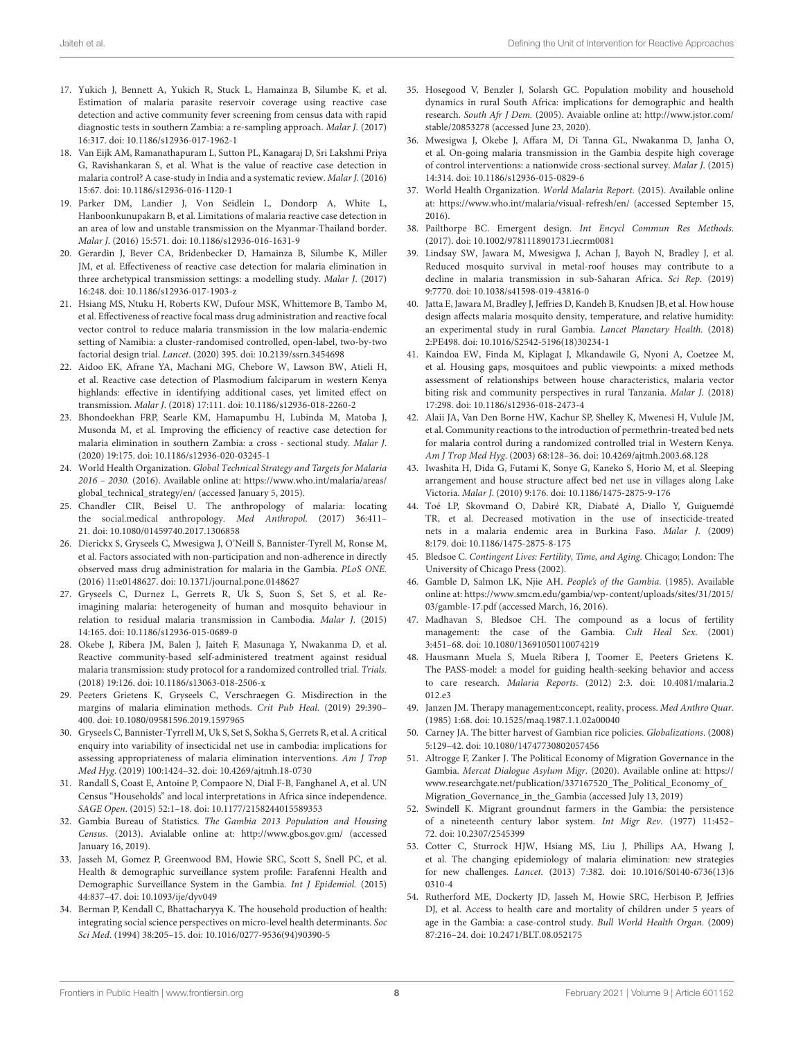17. Yukich J, Bennett A, Yukich R, Stuck L, Hamainza B, Silumbe K, et al. Estimation of malaria parasite reservoir coverage using reactive case detection and active community fever screening from census data with rapid diagnostic tests in southern Zambia: a re-sampling approach. *Malar J.* (2017) 16:317. doi: 10.1186/s12936-017-1962-1
18. Van Eijk AM, Ramanathapuram L, Sutton PL, Kanagaraj D, Sri Lakshmi Priya G, Ravishankaran S, et al. What is the value of reactive case detection in malaria control? A case-study in India and a systematic review. *Malar J.* (2016) 15:67. doi: 10.1186/s12936-016-1120-1
19. Parker DM, Landier J, Von Seidlein L, Dondorp A, White L, Hanboonkunupakarn B, et al. Limitations of malaria reactive case detection in an area of low and unstable transmission on the Myanmar-Thailand border. *Malar J.* (2016) 15:571. doi: 10.1186/s12936-016-1631-9
20. Gerardin J, Bever CA, Bridenbecker D, Hamainza B, Silumbe K, Miller JM, et al. Effectiveness of reactive case detection for malaria elimination in three archetypical transmission settings: a modelling study. *Malar J.* (2017) 16:248. doi: 10.1186/s12936-017-1903-z
21. Hsiang MS, Ntuku H, Roberts KW, Dufour MSK, Whittemore B, Tambo M, et al. Effectiveness of reactive focal mass drug administration and reactive focal vector control to reduce malaria transmission in the low malaria-endemic setting of Namibia: a cluster-randomised controlled, open-label, two-by-two factorial design trial. *Lancet*. (2020) 395. doi: 10.2139/ssrn.3454698
22. Aidoo EK, Afrane YA, Machani MG, Chebore W, Lawson BW, Atieli H, et al. Reactive case detection of Plasmodium falciparum in western Kenya highlands: effective in identifying additional cases, yet limited effect on transmission. *Malar J.* (2018) 17:111. doi: 10.1186/s12936-018-2260-2
23. Bhondoekhan FRP, Searle KM, Hamapumbu H, Lubinda M, Matoba J, Musonda M, et al. Improving the efficiency of reactive case detection for malaria elimination in southern Zambia: a cross - sectional study. *Malar J.* (2020) 19:175. doi: 10.1186/s12936-020-03245-1
24. World Health Organization. *Global Technical Strategy and Targets for Malaria 2016 – 2030.* (2016). Available online at: https://www.who.int/malaria/areas/global_technical_strategy/en/ (accessed January 5, 2015).
25. Chandler CIR, Beisel U. The anthropology of malaria: locating the social.medical anthropology. *Med Anthropol.* (2017) 36:411–21. doi: 10.1080/01459740.2017.1306858
26. Dierickx S, Gryseels C, Mwesigwa J, O'Neill S, Bannister-Tyrell M, Ronse M, et al. Factors associated with non-participation and non-adherence in directly observed mass drug administration for malaria in the Gambia. *PLoS ONE.* (2016) 11:e0148627. doi: 10.1371/journal.pone.0148627
27. Gryseels C, Durnez L, Gerrets R, Uk S, Suon S, Set S, et al. Re-imagining malaria: heterogeneity of human and mosquito behaviour in relation to residual malaria transmission in Cambodia. *Malar J.* (2015) 14:165. doi: 10.1186/s12936-015-0689-0
28. Okebe J, Ribera JM, Balen J, Jaiteh F, Masunaga Y, Nwakanma D, et al. Reactive community-based self-administered treatment against residual malaria transmission: study protocol for a randomized controlled trial. *Trials.* (2018) 19:126. doi: 10.1186/s13063-018-2506-x
29. Peeters Grietens K, Gryseels C, Verschraegen G. Misdirection in the margins of malaria elimination methods. *Crit Pub Heal.* (2019) 29:390–400. doi: 10.1080/09581596.2019.1597965
30. Gryseels C, Bannister-Tyrrell M, Uk S, Set S, Sokha S, Gerrets R, et al. A critical enquiry into variability of insecticidal net use in cambodia: implications for assessing appropriateness of malaria elimination interventions. *Am J Trop Med Hyg.* (2019) 100:1424–32. doi: 10.4269/ajtmh.18-0730
31. Randall S, Coast E, Antoine P, Compaore N, Dial F-B, Fanghanel A, et al. UN Census "Households" and local interpretations in Africa since independence. *SAGE Open.* (2015) 52:1–18. doi: 10.1177/2158244015589353
32. Gambia Bureau of Statistics. *The Gambia 2013 Population and Housing Census.* (2013). Avialable online at: http://www.gbos.gov.gm/ (accessed January 16, 2019).
33. Jasseh M, Gomez P, Greenwood BM, Howie SRC, Scott S, Snell PC, et al. Health & demographic surveillance system profile: Farafenni Health and Demographic Surveillance System in the Gambia. *Int J Epidemiol.* (2015) 44:837–47. doi: 10.1093/ije/dyv049
34. Berman P, Kendall C, Bhattacharyya K. The household production of health: integrating social science perspectives on micro-level health determinants. *Soc Sci Med.* (1994) 38:205–15. doi: 10.1016/0277-9536(94)90390-5
35. Hosegood V, Benzler J, Solarsh GC. Population mobility and household dynamics in rural South Africa: implications for demographic and health research. *South Afr J Dem.* (2005). Avaiable online at: http://www.jstor.com/stable/20853278 (accessed June 23, 2020).
36. Mwesigwa J, Okebe J, Affara M, Di Tanna GL, Nwakanma D, Janha O, et al. On-going malaria transmission in the Gambia despite high coverage of control interventions: a nationwide cross-sectional survey. *Malar J.* (2015) 14:314. doi: 10.1186/s12936-015-0829-6
37. World Health Organization. *World Malaria Report.* (2015). Available online at: https://www.who.int/malaria/visual-refresh/en/ (accessed September 15, 2016).
38. Pailthorpe BC. Emergent design. *Int Encycl Commun Res Methods.* (2017). doi: 10.1002/9781118901731.iecrm0081
39. Lindsay SW, Jawara M, Mwesigwa J, Achan J, Bayoh N, Bradley J, et al. Reduced mosquito survival in metal-roof houses may contribute to a decline in malaria transmission in sub-Saharan Africa. *Sci Rep.* (2019) 9:7770. doi: 10.1038/s41598-019-43816-0
40. Jatta E, Jawara M, Bradley J, Jeffries D, Kandeh B, Knudsen JB, et al. How house design affects malaria mosquito density, temperature, and relative humidity: an experimental study in rural Gambia. *Lancet Planetary Health.* (2018) 2:PE498. doi: 10.1016/S2542-5196(18)30234-1
41. Kaindoa EW, Finda M, Kiplagat J, Mkandawile G, Nyoni A, Coetzee M, et al. Housing gaps, mosquitoes and public viewpoints: a mixed methods assessment of relationships between house characteristics, malaria vector biting risk and community perspectives in rural Tanzania. *Malar J.* (2018) 17:298. doi: 10.1186/s12936-018-2473-4
42. Alaii JA, Van Den Borne HW, Kachur SP, Shelley K, Mwenesi H, Vulule JM, et al. Community reactions to the introduction of permethrin-treated bed nets for malaria control during a randomized controlled trial in Western Kenya. *Am J Trop Med Hyg.* (2003) 68:128–36. doi: 10.4269/ajtmh.2003.68.128
43. Iwashita H, Dida G, Futami K, Sonye G, Kaneko S, Horio M, et al. Sleeping arrangement and house structure affect bed net use in villages along Lake Victoria. *Malar J.* (2010) 9:176. doi: 10.1186/1475-2875-9-176
44. Toé LP, Skovmand O, Dabiré KR, Diabaté A, Diallo Y, Guiguemdé TR, et al. Decreased motivation in the use of insecticide-treated nets in a malaria endemic area in Burkina Faso. *Malar J.* (2009) 8:179. doi: 10.1186/1475-2875-8-175
45. Bledsoe C. *Contingent Lives: Fertility, Time, and Aging.* Chicago; London: The University of Chicago Press (2002).
46. Gamble D, Salmon LK, Njie AH. *People's of the Gambia.* (1985). Available online at: https://www.smcm.edu/gambia/wp-content/uploads/sites/31/2015/03/gamble-17.pdf (accessed March, 16, 2016).
47. Madhavan S, Bledsoe CH. The compound as a locus of fertility management: the case of the Gambia. *Cult Heal Sex.* (2001) 3:451–68. doi: 10.1080/13691050110074219
48. Hausmann Muela S, Muela Ribera J, Toomer E, Peeters Grietens K. The PASS-model: a model for guiding health-seeking behavior and access to care research. *Malaria Reports.* (2012) 2:3. doi: 10.4081/malaria.2012.e3
49. Janzen JM. Therapy management:concept, reality, process. *Med Anthro Quar.* (1985) 1:68. doi: 10.1525/maq.1987.1.1.02a00040
50. Carney JA. The bitter harvest of Gambian rice policies. *Globalizations.* (2008) 5:129–42. doi: 10.1080/14747730802057456
51. Altrogge F, Zanker J. The Political Economy of Migration Governance in the Gambia. *Mercat Dialogue Asylum Migr.* (2020). Available online at: https://www.researchgate.net/publication/337167520_The_Political_Economy_of_Migration_Governance_in_the_Gambia (accessed July 13, 2019)
52. Swindell K. Migrant groundnut farmers in the Gambia: the persistence of a nineteenth century labor system. *Int Migr Rev.* (1977) 11:452–72. doi: 10.2307/2545399
53. Cotter C, Sturrock HJW, Hsiang MS, Liu J, Phillips AA, Hwang J, et al. The changing epidemiology of malaria elimination: new strategies for new challenges. *Lancet.* (2013) 7:382. doi: 10.1016/S0140-6736(13)60310-4
54. Rutherford ME, Dockerty JD, Jasseh M, Howie SRC, Herbison P, Jeffries DJ, et al. Access to health care and mortality of children under 5 years of age in the Gambia: a case-control study. *Bull World Health Organ.* (2009) 87:216–24. doi: 10.2471/BLT.08.052175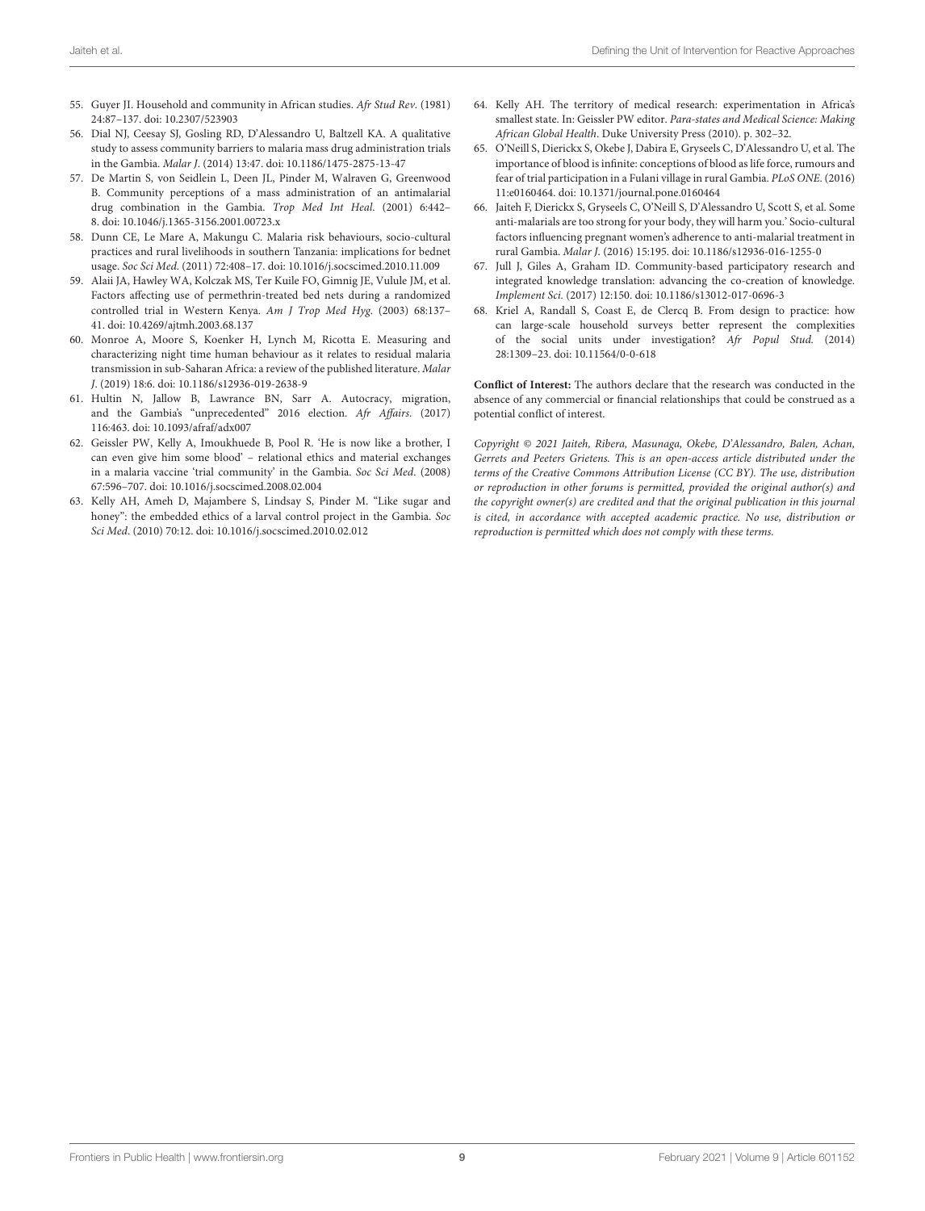55. Guyer JI. Household and community in African studies. *Afr Stud Rev*. (1981) 24:87–137. doi: 10.2307/523903
56. Dial NJ, Ceesay SJ, Gosling RD, D'Alessandro U, Baltzell KA. A qualitative study to assess community barriers to malaria mass drug administration trials in the Gambia. *Malar J*. (2014) 13:47. doi: 10.1186/1475-2875-13-47
57. De Martin S, von Seidlein L, Deen JL, Pinder M, Walraven G, Greenwood B. Community perceptions of a mass administration of an antimalarial drug combination in the Gambia. *Trop Med Int Heal*. (2001) 6:442–8. doi: 10.1046/j.1365-3156.2001.00723.x
58. Dunn CE, Le Mare A, Makungu C. Malaria risk behaviours, socio-cultural practices and rural livelihoods in southern Tanzania: implications for bednet usage. *Soc Sci Med*. (2011) 72:408–17. doi: 10.1016/j.socscimed.2010.11.009
59. Alaii JA, Hawley WA, Kolczak MS, Ter Kuile FO, Gimnig JE, Vulule JM, et al. Factors affecting use of permethrin-treated bed nets during a randomized controlled trial in Western Kenya. *Am J Trop Med Hyg*. (2003) 68:137–41. doi: 10.4269/ajtmh.2003.68.137
60. Monroe A, Moore S, Koenker H, Lynch M, Ricotta E. Measuring and characterizing night time human behaviour as it relates to residual malaria transmission in sub-Saharan Africa: a review of the published literature. *Malar J*. (2019) 18:6. doi: 10.1186/s12936-019-2638-9
61. Hultin N, Jallow B, Lawrance BN, Sarr A. Autocracy, migration, and the Gambia's "unprecedented" 2016 election. *Afr Affairs*. (2017) 116:463. doi: 10.1093/afraf/adx007
62. Geissler PW, Kelly A, Imoukhuede B, Pool R. 'He is now like a brother, I can even give him some blood' – relational ethics and material exchanges in a malaria vaccine 'trial community' in the Gambia. *Soc Sci Med*. (2008) 67:596–707. doi: 10.1016/j.socscimed.2008.02.004
63. Kelly AH, Ameh D, Majambere S, Lindsay S, Pinder M. "Like sugar and honey": the embedded ethics of a larval control project in the Gambia. *Soc Sci Med*. (2010) 70:12. doi: 10.1016/j.socscimed.2010.02.012
64. Kelly AH. The territory of medical research: experimentation in Africa's smallest state. In: Geissler PW editor. *Para-states and Medical Science: Making African Global Health*. Duke University Press (2010). p. 302–32.
65. O'Neill S, Dierickx S, Okebe J, Dabira E, Gryseels C, D'Alessandro U, et al. The importance of blood is infinite: conceptions of blood as life force, rumours and fear of trial participation in a Fulani village in rural Gambia. *PLoS ONE*. (2016) 11:e0160464. doi: 10.1371/journal.pone.0160464
66. Jaiteh F, Dierickx S, Gryseels C, O'Neill S, D'Alessandro U, Scott S, et al. Some anti-malarials are too strong for your body, they will harm you.' Socio-cultural factors influencing pregnant women's adherence to anti-malarial treatment in rural Gambia. *Malar J*. (2016) 15:195. doi: 10.1186/s12936-016-1255-0
67. Jull J, Giles A, Graham ID. Community-based participatory research and integrated knowledge translation: advancing the co-creation of knowledge. *Implement Sci*. (2017) 12:150. doi: 10.1186/s13012-017-0696-3
68. Kriel A, Randall S, Coast E, de Clercq B. From design to practice: how can large-scale household surveys better represent the complexities of the social units under investigation? *Afr Popul Stud*. (2014) 28:1309–23. doi: 10.11564/0-0-618

**Conflict of Interest:** The authors declare that the research was conducted in the absence of any commercial or financial relationships that could be construed as a potential conflict of interest.

*Copyright © 2021 Jaiteh, Ribera, Masunaga, Okebe, D'Alessandro, Balen, Achan, Gerrets and Peeters Grietens. This is an open-access article distributed under the terms of the Creative Commons Attribution License (CC BY). The use, distribution or reproduction in other forums is permitted, provided the original author(s) and the copyright owner(s) are credited and that the original publication in this journal is cited, in accordance with accepted academic practice. No use, distribution or reproduction is permitted which does not comply with these terms.*